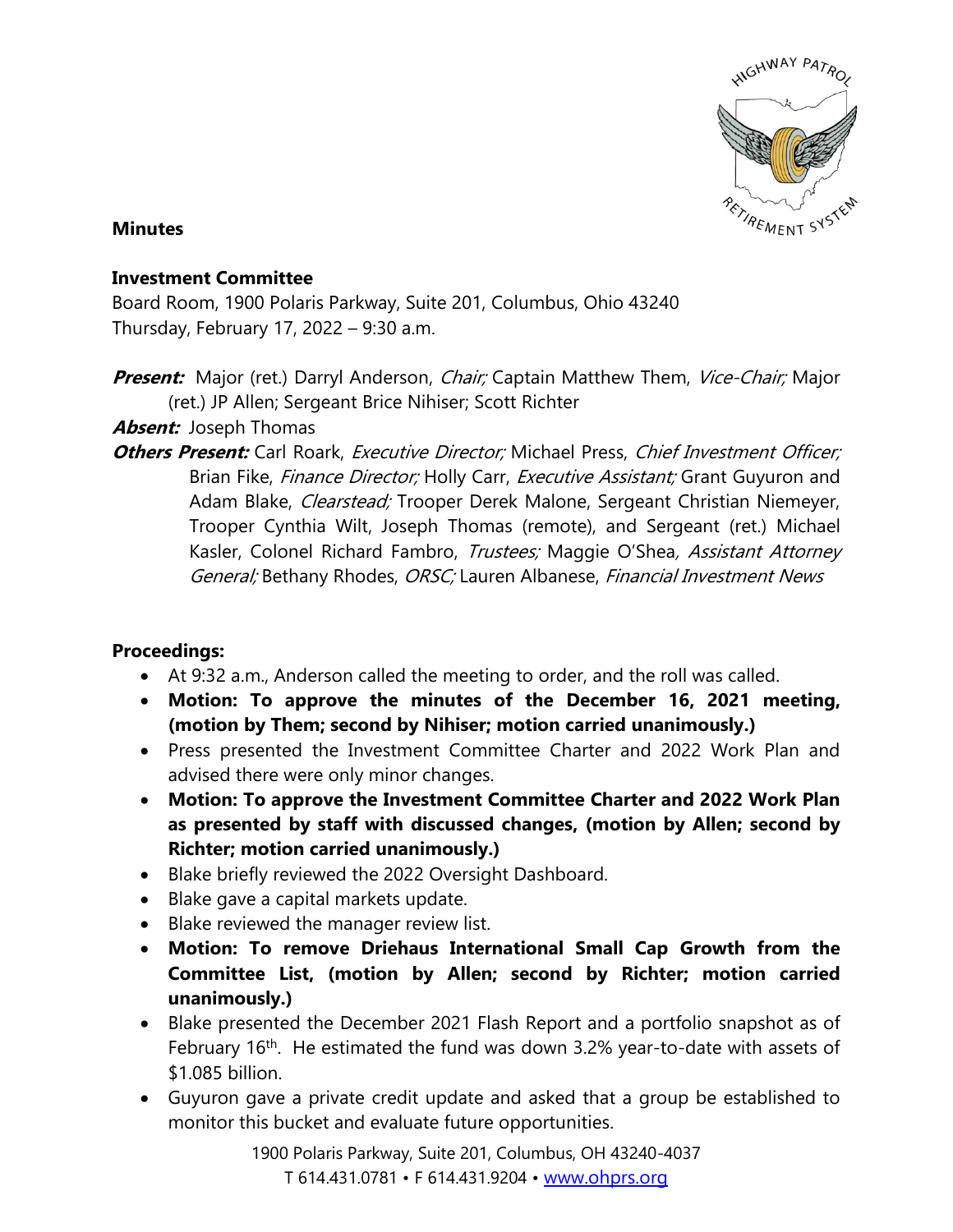**Minutes**

**Investment Committee**
Board Room, 1900 Polaris Parkway, Suite 201, Columbus, Ohio 43240
Thursday, February 17, 2022 – 9:30 a.m.

***Present:*** Major (ret.) Darryl Anderson, *Chair;* Captain Matthew Them, *Vice-Chair;* Major (ret.) JP Allen; Sergeant Brice Nihiser; Scott Richter

***Absent:*** Joseph Thomas

***Others Present:*** Carl Roark, *Executive Director;* Michael Press, *Chief Investment Officer;* Brian Fike, *Finance Director;* Holly Carr, *Executive Assistant;* Grant Guyuron and Adam Blake, *Clearstead;* Trooper Derek Malone, Sergeant Christian Niemeyer, Trooper Cynthia Wilt, Joseph Thomas (remote), and Sergeant (ret.) Michael Kasler, Colonel Richard Fambro, *Trustees;* Maggie O'Shea, *Assistant Attorney General;* Bethany Rhodes, *ORSC;* Lauren Albanese, *Financial Investment News*

**Proceedings:**

- At 9:32 a.m., Anderson called the meeting to order, and the roll was called.
- **Motion: To approve the minutes of the December 16, 2021 meeting, (motion by Them; second by Nihiser; motion carried unanimously.)**
- Press presented the Investment Committee Charter and 2022 Work Plan and advised there were only minor changes.
- **Motion: To approve the Investment Committee Charter and 2022 Work Plan as presented by staff with discussed changes, (motion by Allen; second by Richter; motion carried unanimously.)**
- Blake briefly reviewed the 2022 Oversight Dashboard.
- Blake gave a capital markets update.
- Blake reviewed the manager review list.
- **Motion: To remove Driehaus International Small Cap Growth from the Committee List, (motion by Allen; second by Richter; motion carried unanimously.)**
- Blake presented the December 2021 Flash Report and a portfolio snapshot as of February 16th. He estimated the fund was down 3.2% year-to-date with assets of $1.085 billion.
- Guyuron gave a private credit update and asked that a group be established to monitor this bucket and evaluate future opportunities.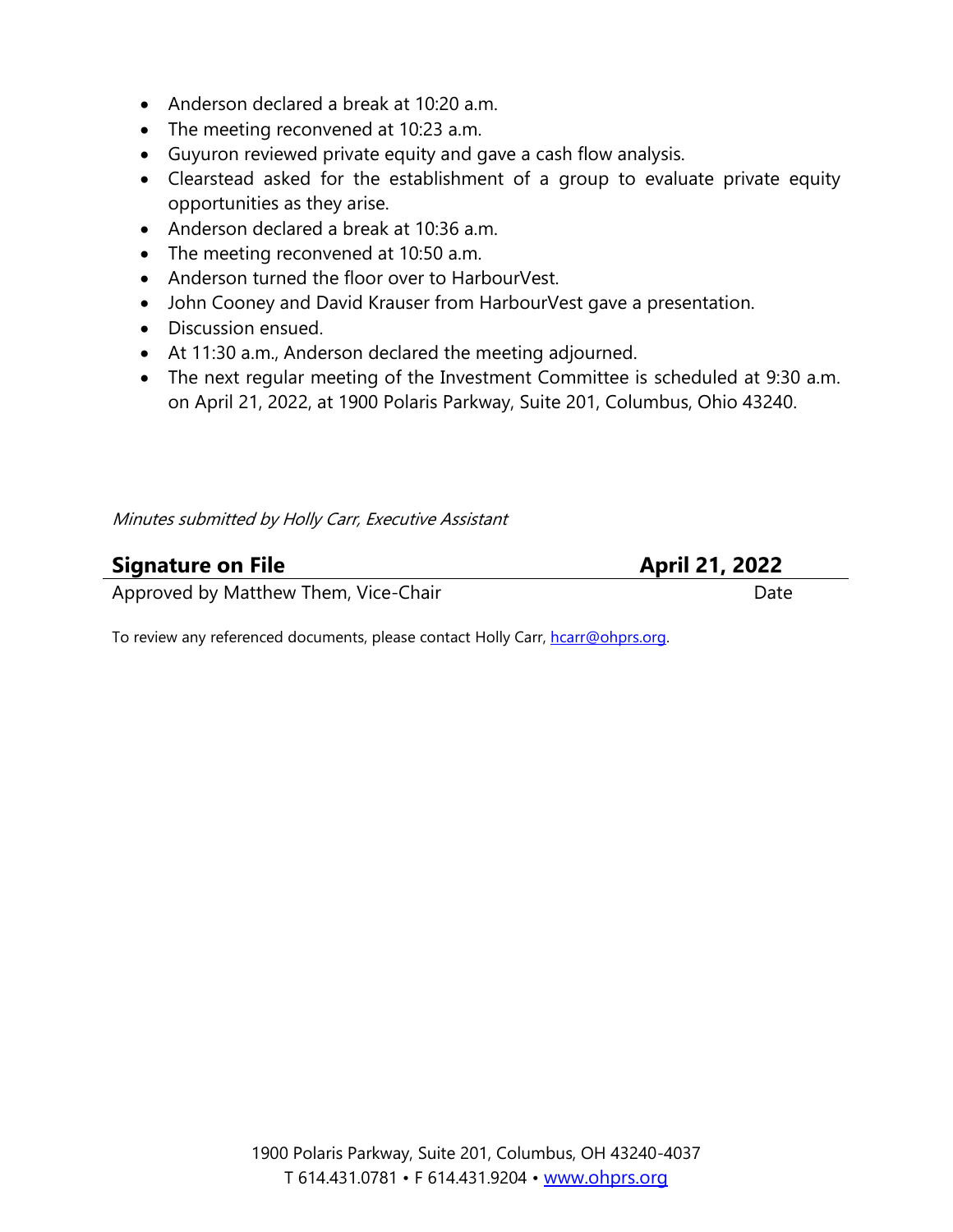- Anderson declared a break at 10:20 a.m.
- The meeting reconvened at 10:23 a.m.
- Guyuron reviewed private equity and gave a cash flow analysis.
- Clearstead asked for the establishment of a group to evaluate private equity opportunities as they arise.
- Anderson declared a break at 10:36 a.m.
- The meeting reconvened at 10:50 a.m.
- Anderson turned the floor over to HarbourVest.
- John Cooney and David Krauser from HarbourVest gave a presentation.
- Discussion ensued.
- At 11:30 a.m., Anderson declared the meeting adjourned.
- The next regular meeting of the Investment Committee is scheduled at 9:30 a.m. on April 21, 2022, at 1900 Polaris Parkway, Suite 201, Columbus, Ohio 43240.

*Minutes submitted by Holly Carr, Executive Assistant*

**Signature on File** — **April 21, 2022**

Approved by Matthew Them, Vice-Chair — Date

To review any referenced documents, please contact Holly Carr, hcarr@ohprs.org.

1900 Polaris Parkway, Suite 201, Columbus, OH 43240-4037
T 614.431.0781 • F 614.431.9204 • www.ohprs.org